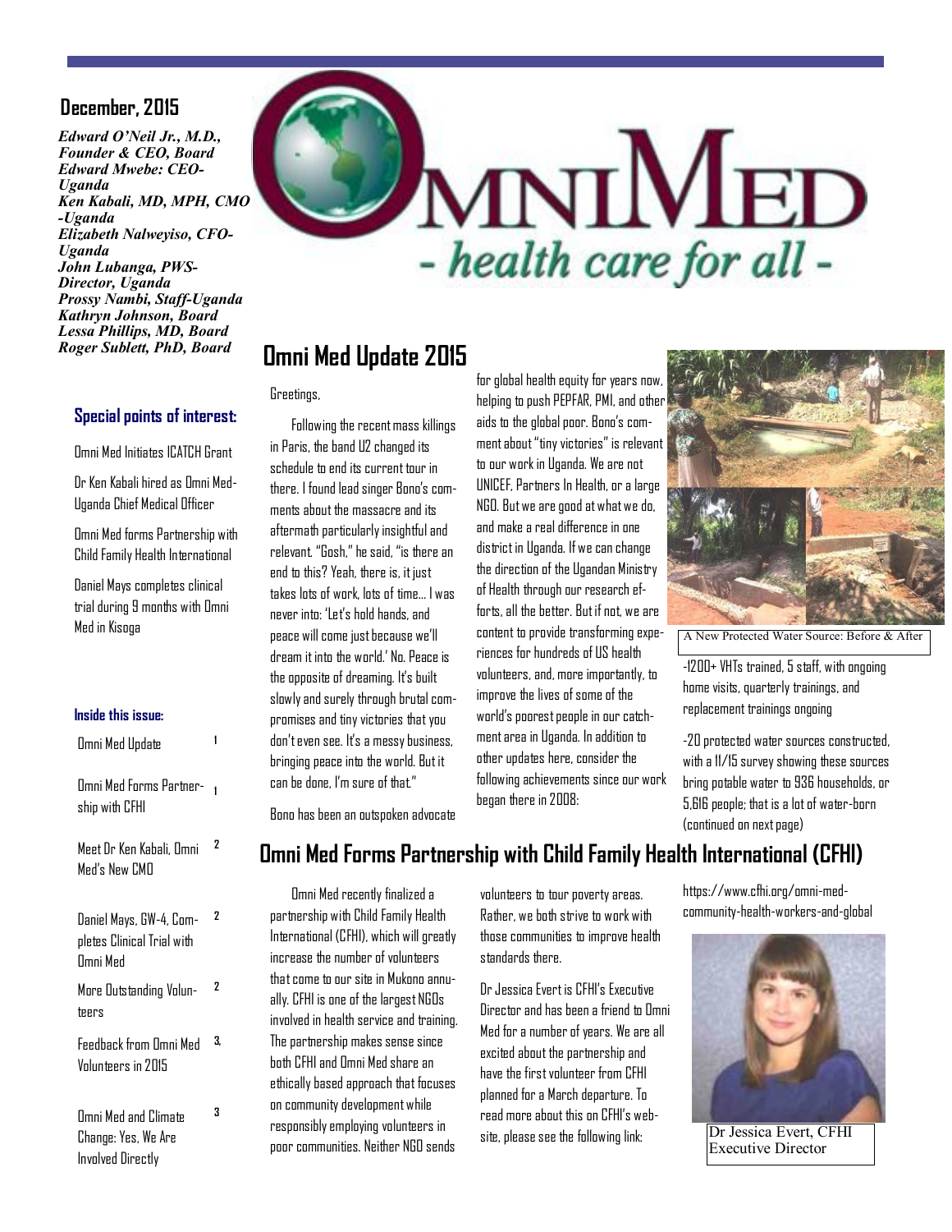December, 2015

*Edward O'Neil Jr., M.D., Founder & CEO, Board*
*Edward Mwebe: CEO-Uganda*
*Ken Kabali, MD, MPH, CMO -Uganda*
*Elizabeth Nalweyiso, CFO-Uganda*
*John Lubanga, PWS-Director, Uganda*
*Prossy Nambi, Staff-Uganda*
*Kathryn Johnson, Board*
*Lessa Phillips, MD, Board*
*Roger Sublett, PhD, Board*

OMNIMED
- health care for all -

**Special points of interest:**

- Omni Med Initiates ICATCH Grant
- Dr Ken Kabali hired as Omni Med-Uganda Chief Medical Officer
- Omni Med forms Partnership with Child Family Health International
- Daniel Mays completes clinical trial during 9 months with Omni Med in Kisoga

**Inside this issue:**

| | |
|---|---|
| Omni Med Update | 1 |
| Omni Med Forms Partnership with CFHI | 1 |
| Meet Dr Ken Kabali, Omni Med's New CMO | 2 |
| Daniel Mays, GW-4, Completes Clinical Trial with Omni Med | 2 |
| More Outstanding Volunteers | 2 |
| Feedback from Omni Med Volunteers in 2015 | 3, |
| Omni Med and Climate Change: Yes, We Are Involved Directly | 3 |

# Omni Med Update 2015

Greetings,

Following the recent mass killings in Paris, the band U2 changed its schedule to end its current tour in there. I found lead singer Bono's comments about the massacre and its aftermath particularly insightful and relevant. "Gosh," he said, "is there an end to this? Yeah, there is, it just takes lots of work, lots of time… I was never into: 'Let's hold hands, and peace will come just because we'll dream it into the world.' No. Peace is the opposite of dreaming. It's built slowly and surely through brutal compromises and tiny victories that you don't even see. It's a messy business, bringing peace into the world. But it can be done, I'm sure of that."

Bono has been an outspoken advocate for global health equity for years now, helping to push PEPFAR, PMI, and other aids to the global poor. Bono's comment about "tiny victories" is relevant to our work in Uganda. We are not UNICEF, Partners In Health, or a large NGO. But we are good at what we do, and make a real difference in one district in Uganda. If we can change the direction of the Ugandan Ministry of Health through our research efforts, all the better. But if not, we are content to provide transforming experiences for hundreds of US health volunteers, and, more importantly, to improve the lives of some of the world's poorest people in our catchment area in Uganda. In addition to other updates here, consider the following achievements since our work began there in 2008:

A New Protected Water Source: Before & After

-1200+ VHTs trained, 5 staff, with ongoing home visits, quarterly trainings, and replacement trainings ongoing

-20 protected water sources constructed, with a 11/15 survey showing these sources bring potable water to 936 households, or 5,616 people; that is a lot of water-born (continued on next page)

# Omni Med Forms Partnership with Child Family Health International (CFHI)

Omni Med recently finalized a partnership with Child Family Health International (CFHI), which will greatly increase the number of volunteers that come to our site in Mukono annually. CFHI is one of the largest NGOs involved in health service and training. The partnership makes sense since both CFHI and Omni Med share an ethically based approach that focuses on community development while responsibly employing volunteers in poor communities. Neither NGO sends volunteers to tour poverty areas. Rather, we both strive to work with those communities to improve health standards there.

Dr Jessica Evert is CFHI's Executive Director and has been a friend to Omni Med for a number of years. We are all excited about the partnership and have the first volunteer from CFHI planned for a March departure. To read more about this on CFHI's website, please see the following link: https://www.cfhi.org/omni-med-community-health-workers-and-global

Dr Jessica Evert, CFHI Executive Director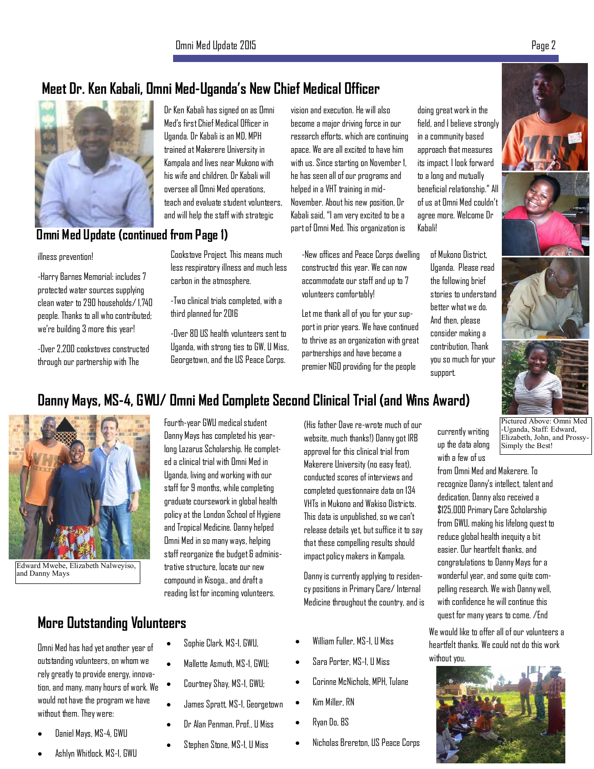## Meet Dr. Ken Kabali, Omni Med-Uganda's New Chief Medical Officer

Dr Ken Kabali has signed on as Omni Med's first Chief Medical Officer in Uganda. Dr Kabali is an MD, MPH trained at Makerere University in Kampala and lives near Mukono with his wife and children. Dr Kabali will oversee all Omni Med operations, teach and evaluate student volunteers, and will help the staff with strategic vision and execution. He will also become a major driving force in our research efforts, which are continuing apace. We are all excited to have him with us. Since starting on November 1, he has seen all of our programs and helped in a VHT training in mid-November. About his new position, Dr Kabali said, "I am very excited to be a part of Omni Med. This organization is doing great work in the field, and I believe strongly in a community based approach that measures its impact. I look forward to a long and mutually beneficial relationship." All of us at Omni Med couldn't agree more. Welcome Dr Kabali!

## Omni Med Update (continued from Page 1)

illness prevention!

-Harry Barnes Memorial: includes 7 protected water sources supplying clean water to 290 households/ 1,740 people. Thanks to all who contributed; we're building 3 more this year!

-Over 2,200 cookstoves constructed through our partnership with The Cookstove Project. This means much less respiratory illness and much less carbon in the atmosphere.

-Two clinical trials completed, with a third planned for 2016

-Over 80 US health volunteers sent to Uganda, with strong ties to GW, U Miss, Georgetown, and the US Peace Corps.

-New offices and Peace Corps dwelling constructed this year. We can now accommodate our staff and up to 7 volunteers comfortably!

Let me thank all of you for your support in prior years. We have continued to thrive as an organization with great partnerships and have become a premier NGO providing for the people of Mukono District, Uganda. Please read the following brief stories to understand better what we do. And then, please consider making a contribution, Thank you so much for your support.

Pictured Above: Omni Med -Uganda, Staff: Edward, Elizabeth, John, and Prossy- Simply the Best!

## Danny Mays, MS-4, GWU/ Omni Med Complete Second Clinical Trial (and Wins Award)

Edward Mwebe, Elizabeth Nalweyiso, and Danny Mays

Fourth-year GWU medical student Danny Mays has completed his year-long Lazarus Scholarship. He completed a clinical trial with Omni Med in Uganda, living and working with our staff for 9 months, while completing graduate coursework in global health policy at the London School of Hygiene and Tropical Medicine. Danny helped Omni Med in so many ways, helping staff reorganize the budget & administrative structure, locate our new compound in Kisoga., and draft a reading list for incoming volunteers. (His father Dave re-wrote much of our website, much thanks!) Danny got IRB approval for this clinical trial from Makerere University (no easy feat), conducted scores of interviews and completed questionnaire data on 134 VHTs in Mukono and Wakiso Districts. This data is unpublished, so we can't release details yet, but suffice it to say that these compelling results should impact policy makers in Kampala.

Danny is currently applying to residency positions in Primary Care/ Internal Medicine throughout the country, and is currently writing up the data along with a few of us from Omni Med and Makerere. To recognize Danny's intellect, talent and dedication, Danny also received a $125,000 Primary Care Scholarship from GWU, making his lifelong quest to reduce global health inequity a bit easier. Our heartfelt thanks, and congratulations to Danny Mays for a wonderful year, and some quite compelling research. We wish Danny well, with confidence he will continue this quest for many years to come. /End

## More Outstanding Volunteers

Omni Med has had yet another year of outstanding volunteers, on whom we rely greatly to provide energy, innovation, and many, many hours of work. We would not have the program we have without them. They were:

- Daniel Mays, MS-4, GWU
- Ashlyn Whitlock, MS-1, GWU
- Sophie Clark, MS-1, GWU,
- Mallette Asmuth, MS-1, GWU;
- Courtney Shay, MS-1, GWU;
- James Spratt, MS-1, Georgetown
- Dr Alan Penman, Prof., U Miss
- Stephen Stone, MS-1, U Miss
- William Fuller, MS-1, U Miss
- Sara Porter, MS-1, U Miss
- Corinne McNichols, MPH, Tulane
- Kim Miller, RN
- Ryan Do, BS
- Nicholas Brereton, US Peace Corps

We would like to offer all of our volunteers a heartfelt thanks. We could not do this work without you.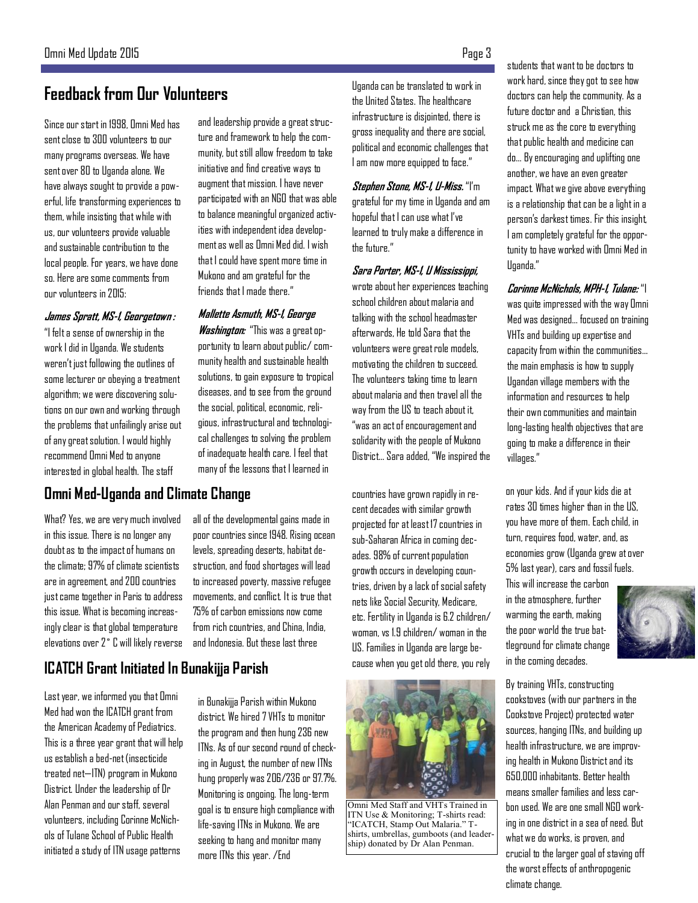## Feedback from Our Volunteers

Since our start in 1998, Omni Med has sent close to 300 volunteers to our many programs overseas. We have sent over 80 to Uganda alone. We have always sought to provide a powerful, life transforming experiences to them, while insisting that while with us, our volunteers provide valuable and sustainable contribution to the local people. For years, we have done so. Here are some comments from our volunteers in 2015:

***James Spratt, MS-I, Georgetown :*** "I felt a sense of ownership in the work I did in Uganda. We students weren't just following the outlines of some lecturer or obeying a treatment algorithm; we were discovering solutions on our own and working through the problems that unfailingly arise out of any great solution. I would highly recommend Omni Med to anyone interested in global health. The staff and leadership provide a great structure and framework to help the community, but still allow freedom to take initiative and find creative ways to augment that mission. I have never participated with an NGO that was able to balance meaningful organized activities with independent idea development as well as Omni Med did. I wish that I could have spent more time in Mukono and am grateful for the friends that I made there."

***Mallette Asmuth, MS-I, George Washington:*** "This was a great opportunity to learn about public/ community health and sustainable health solutions, to gain exposure to tropical diseases, and to see from the ground the social, political, economic, religious, infrastructural and technological challenges to solving the problem of inadequate health care. I feel that many of the lessons that I learned in Uganda can be translated to work in the United States. The healthcare infrastructure is disjointed, there is gross inequality and there are social, political and economic challenges that I am now more equipped to face."

***Stephen Stone, MS-I, U-Miss.*** "I'm grateful for my time in Uganda and am hopeful that I can use what I've learned to truly make a difference in the future."

***Sara Porter, MS-I, U Mississippi,*** wrote about her experiences teaching school children about malaria and talking with the school headmaster afterwards, He told Sara that the volunteers were great role models, motivating the children to succeed. The volunteers taking time to learn about malaria and then travel all the way from the US to teach about it, "was an act of encouragement and solidarity with the people of Mukono District... Sara added, "We inspired the students that want to be doctors to work hard, since they got to see how doctors can help the community. As a future doctor and a Christian, this struck me as the core to everything that public health and medicine can do... By encouraging and uplifting one another, we have an even greater impact. What we give above everything is a relationship that can be a light in a person's darkest times. Fir this insight, I am completely grateful for the opportunity to have worked with Omni Med in Uganda."

***Corinne McNichols, MPH-I, Tulane:*** "I was quite impressed with the way Omni Med was designed... focused on training VHTs and building up expertise and capacity from within the communities... the main emphasis is how to supply Ugandan village members with the information and resources to help their own communities and maintain long-lasting health objectives that are going to make a difference in their villages."

## Omni Med-Uganda and Climate Change

What? Yes, we are very much involved in this issue. There is no longer any doubt as to the impact of humans on the climate; 97% of climate scientists are in agreement, and 200 countries just came together in Paris to address this issue. What is becoming increasingly clear is that global temperature elevations over 2° C will likely reverse all of the developmental gains made in poor countries since 1948. Rising ocean levels, spreading deserts, habitat destruction, and food shortages will lead to increased poverty, massive refugee movements, and conflict. It is true that 75% of carbon emissions now come from rich countries, and China, India, and Indonesia. But these last three countries have grown rapidly in recent decades with similar growth projected for at least 17 countries in sub-Saharan Africa in coming decades. 98% of current population growth occurs in developing countries, driven by a lack of social safety nets like Social Security, Medicare, etc. Fertility in Uganda is 6.2 children/ woman, vs 1.9 children/ woman in the US. Families in Uganda are large because when you get old there, you rely on your kids. And if your kids die at rates 30 times higher than in the US, you have more of them. Each child, in turn, requires food, water, and, as economies grow (Uganda grew at over 5% last year), cars and fossil fuels. This will increase the carbon in the atmosphere, further warming the earth, making the poor world the true battleground for climate change in the coming decades.

By training VHTs, constructing cookstoves (with our partners in the Cookstove Project) protected water sources, hanging ITNs, and building up health infrastructure, we are improving health in Mukono District and its 650,000 inhabitants. Better health means smaller families and less carbon used. We are one small NGO working in one district in a sea of need. But what we do works, is proven, and crucial to the larger goal of staving off the worst effects of anthropogenic climate change.

## ICATCH Grant Initiated In Bunakijja Parish

Last year, we informed you that Omni Med had won the ICATCH grant from the American Academy of Pediatrics. This is a three year grant that will help us establish a bed-net (insecticide treated net—ITN) program in Mukono District. Under the leadership of Dr Alan Penman and our staff, several volunteers, including Corinne McNichols of Tulane School of Public Health initiated a study of ITN usage patterns in Bunakijja Parish within Mukono district. We hired 7 VHTs to monitor the program and then hung 236 new ITNs. As of our second round of checking in August, the number of new ITNs hung properly was 206/236 or 97.7%. Monitoring is ongoing. The long-term goal is to ensure high compliance with life-saving ITNs in Mukono. We are seeking to hang and monitor many more ITNs this year. /End

Omni Med Staff and VHTs Trained in ITN Use & Monitoring; T-shirts read: "ICATCH, Stamp Out Malaria." T-shirts, umbrellas, gumboots (and leadership) donated by Dr Alan Penman.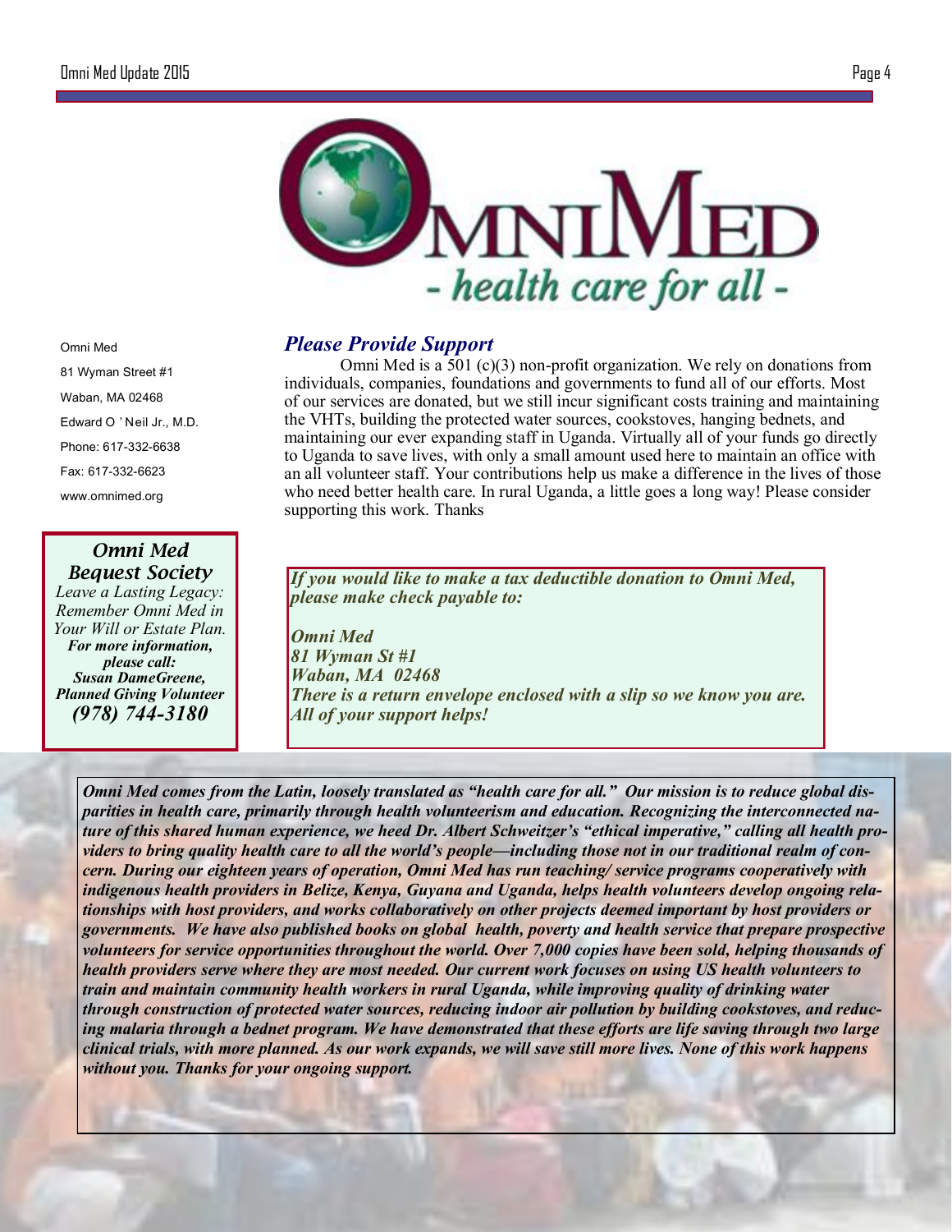OMNIMED

*- health care for all -*

Omni Med

81 Wyman Street #1

Waban, MA 02468

Edward O ' Neil Jr., M.D.

Phone: 617-332-6638

Fax: 617-332-6623

www.omnimed.org

## *Please Provide Support*

Omni Med is a 501 (c)(3) non-profit organization. We rely on donations from individuals, companies, foundations and governments to fund all of our efforts. Most of our services are donated, but we still incur significant costs training and maintaining the VHTs, building the protected water sources, cookstoves, hanging bednets, and maintaining our ever expanding staff in Uganda. Virtually all of your funds go directly to Uganda to save lives, with only a small amount used here to maintain an office with an all volunteer staff. Your contributions help us make a difference in the lives of those who need better health care. In rural Uganda, a little goes a long way! Please consider supporting this work. Thanks

### *Omni Med Bequest Society*

*Leave a Lasting Legacy: Remember Omni Med in Your Will or Estate Plan.*

***For more information, please call:***

***Susan DameGreene, Planned Giving Volunteer***

***(978) 744-3180***

***If you would like to make a tax deductible donation to Omni Med, please make check payable to:***

***Omni Med***
***81 Wyman St #1***
***Waban, MA 02468***
***There is a return envelope enclosed with a slip so we know you are.***
***All of your support helps!***

***Omni Med comes from the Latin, loosely translated as "health care for all." Our mission is to reduce global disparities in health care, primarily through health volunteerism and education. Recognizing the interconnected nature of this shared human experience, we heed Dr. Albert Schweitzer's "ethical imperative," calling all health providers to bring quality health care to all the world's people—including those not in our traditional realm of concern. During our eighteen years of operation, Omni Med has run teaching/ service programs cooperatively with indigenous health providers in Belize, Kenya, Guyana and Uganda, helps health volunteers develop ongoing relationships with host providers, and works collaboratively on other projects deemed important by host providers or governments. We have also published books on global health, poverty and health service that prepare prospective volunteers for service opportunities throughout the world. Over 7,000 copies have been sold, helping thousands of health providers serve where they are most needed. Our current work focuses on using US health volunteers to train and maintain community health workers in rural Uganda, while improving quality of drinking water through construction of protected water sources, reducing indoor air pollution by building cookstoves, and reducing malaria through a bednet program. We have demonstrated that these efforts are life saving through two large clinical trials, with more planned. As our work expands, we will save still more lives. None of this work happens without you. Thanks for your ongoing support.***